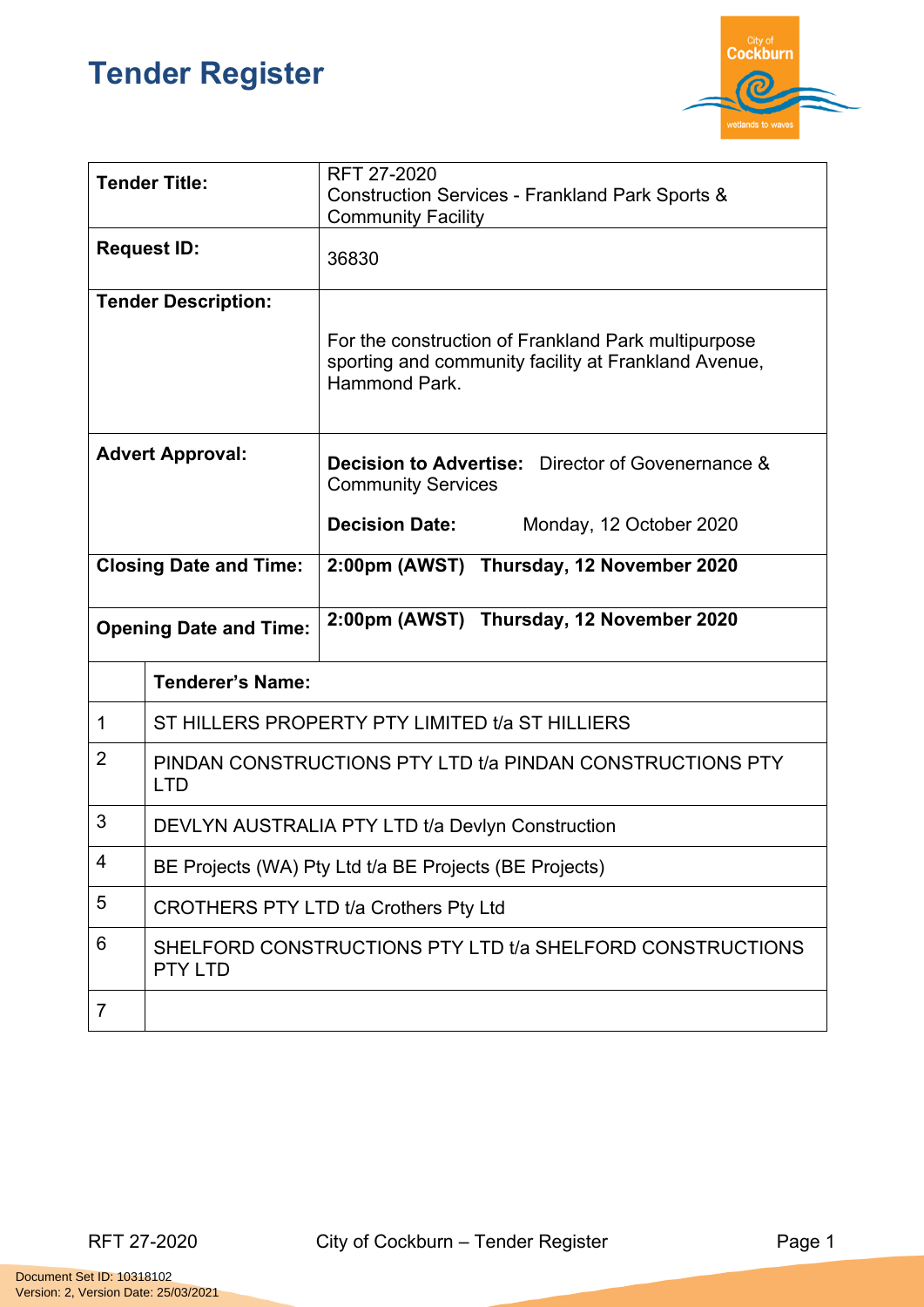# Tender Register

| **Tender Title:** | RFT 27-2020<br>Construction Services - Frankland Park Sports & Community Facility |
|---|---|
| **Request ID:** | 36830 |
| **Tender Description:** | For the construction of Frankland Park multipurpose sporting and community facility at Frankland Avenue, Hammond Park. |
| **Advert Approval:** | **Decision to Advertise:** Director of Govenernance & Community Services<br>**Decision Date:** Monday, 12 October 2020 |
| **Closing Date and Time:** | **2:00pm (AWST) Thursday, 12 November 2020** |
| **Opening Date and Time:** | **2:00pm (AWST) Thursday, 12 November 2020** |

| | **Tenderer's Name:** |
|---|---|
| 1 | ST HILLERS PROPERTY PTY LIMITED t/a ST HILLIERS |
| 2 | PINDAN CONSTRUCTIONS PTY LTD t/a PINDAN CONSTRUCTIONS PTY LTD |
| 3 | DEVLYN AUSTRALIA PTY LTD t/a Devlyn Construction |
| 4 | BE Projects (WA) Pty Ltd t/a BE Projects (BE Projects) |
| 5 | CROTHERS PTY LTD t/a Crothers Pty Ltd |
| 6 | SHELFORD CONSTRUCTIONS PTY LTD t/a SHELFORD CONSTRUCTIONS PTY LTD |
| 7 | |

Document Set ID: 10318102
Version: 2, Version Date: 25/03/2021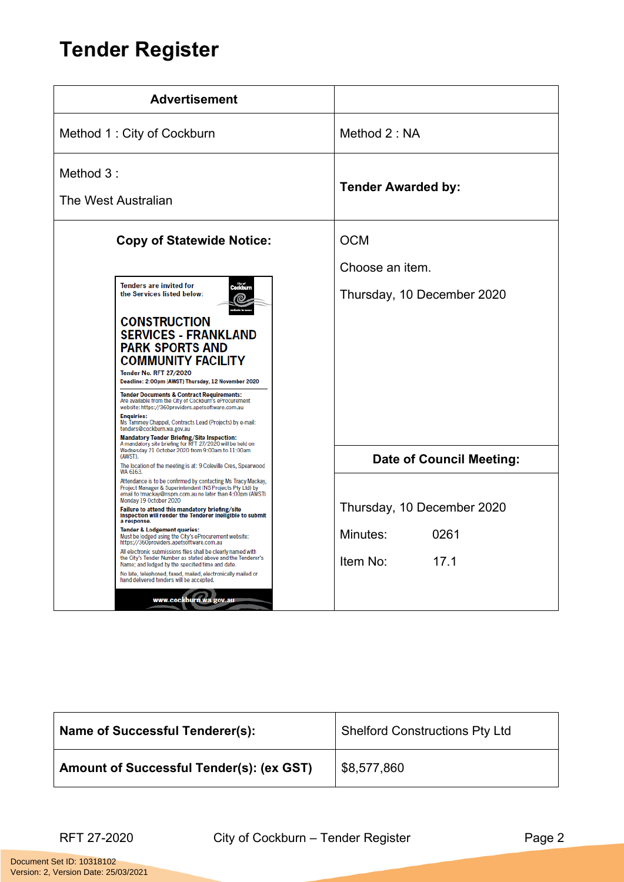# Tender Register

| Advertisement | |
|---|---|
| Method 1 : City of Cockburn | Method 2 : NA |
| Method 3 :<br><br>The West Australian | **Tender Awarded by:** |
| **Copy of Statewide Notice:**<br><br>Tenders are invited for the Services listed below:<br><br>**CONSTRUCTION SERVICES - FRANKLAND PARK SPORTS AND COMMUNITY FACILITY**<br>Tender No. RFT 27/2020<br>Deadline: 2:00pm (AWST) Thursday, 12 November 2020<br><br>**Tender Documents & Contract Requirements:**<br>Are available from the City of Cockburn's eProcurement website: https://360providers.apetsoftware.com.au<br>**Enquiries:**<br>Ms Tammey Chappel, Contracts Lead (Projects) by e-mail: tenders@cockburn.wa.gov.au<br>**Mandatory Tender Briefing/Site Inspection:**<br>A mandatory site briefing for RFT 27/2020 will be held on Wednesday 21 October 2020 from 9:00am to 11:00am (AWST).<br>The location of the meeting is at: 9 Coleville Cres, Spearwood WA 6163.<br>Attendance is to be confirmed by contacting Ms Tracy Mackay, Project Manager & Superintendent (NS Projects Pty Ltd) by email to tmackay@nspm.com.au no later than 4:00pm (AWST) Monday 19 October 2020<br>**Failure to attend this mandatory briefing/site inspection will render the Tenderer ineligible to submit a response.**<br>**Tender & Lodgement queries:**<br>Must be lodged using the City's eProcurement website: https://360providers.apetsoftware.com.au<br>All electronic submissions files shall be clearly named with the City's Tender Number as stated above and the Tenderer's Name; and lodged by the specified time and date.<br>No late, telephoned, faxed, mailed, electronically mailed or hand delivered tenders will be accepted.<br><br>www.cockburn.wa.gov.au | OCM<br><br>Choose an item.<br><br>Thursday, 10 December 2020 |
| | **Date of Council Meeting:** |
| | Thursday, 10 December 2020<br><br>Minutes: 0261<br><br>Item No: 17.1 |

| | |
|---|---|
| **Name of Successful Tenderer(s):** | Shelford Constructions Pty Ltd |
| **Amount of Successful Tender(s): (ex GST)** | $8,577,860 |

Document Set ID: 10318102
Version: 2, Version Date: 25/03/2021